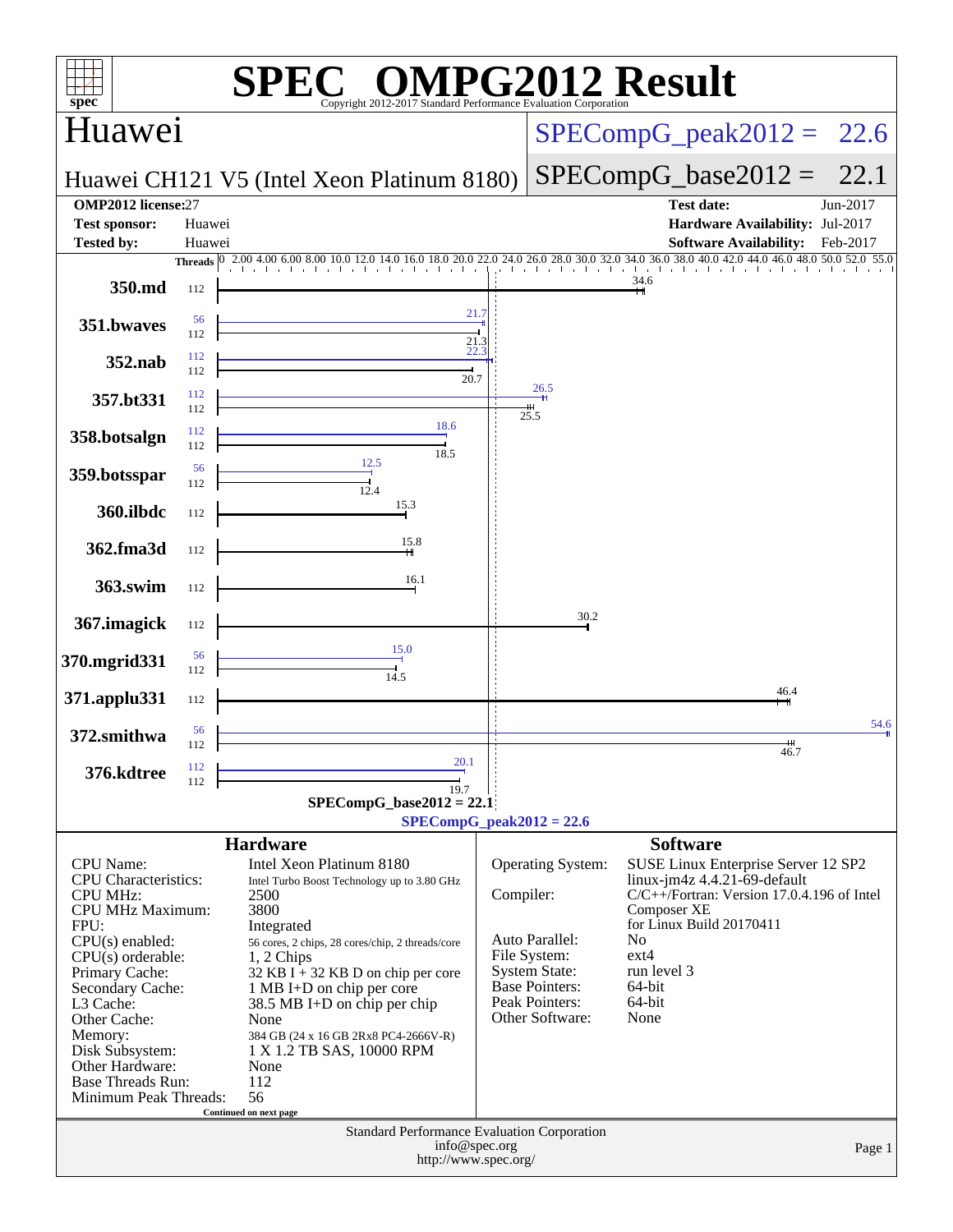# SPEC® OMPG2012 Result

Copyright 2012-2017 Standard Performance Evaluation Corporation

## Huawei

**Huawei CH121 V5 (Intel Xeon Platinum 8180)**

SPECompG_peak2012 = 22.6

SPECompG_base2012 = 22.1

| | | | |
|---|---|---|---|
| **OMP2012 license:** | 27 | **Test date:** | Jun-2017 |
| **Test sponsor:** | Huawei | **Hardware Availability:** | Jul-2017 |
| **Tested by:** | Huawei | **Software Availability:** | Feb-2017 |

| Benchmark | Threads (peak) | Threads (base) | Peak | Base |
|---|---|---|---|---|
| 350.md | | 112 | | 34.6 |
| 351.bwaves | 56 | 112 | 21.7 | 21.3 |
| 352.nab | 112 | 112 | 22.3 | 20.7 |
| 357.bt331 | 112 | 112 | 26.5 | 25.5 |
| 358.botsalgn | 112 | 112 | 18.6 | 18.5 |
| 359.botsspar | 56 | 112 | 12.5 | 12.4 |
| 360.ilbdc | | 112 | | 15.3 |
| 362.fma3d | | 112 | | 15.8 |
| 363.swim | | 112 | | 16.1 |
| 367.imagick | | 112 | | 30.2 |
| 370.mgrid331 | 56 | 112 | 15.0 | 14.5 |
| 371.applu331 | | 112 | | 46.4 |
| 372.smithwa | 56 | 112 | 54.6 | 46.7 |
| 376.kdtree | 112 | 112 | 20.1 | 19.7 |

SPECompG_base2012 = 22.1

SPECompG_peak2012 = 22.6

### Hardware

| | |
|---|---|
| CPU Name: | Intel Xeon Platinum 8180 |
| CPU Characteristics: | Intel Turbo Boost Technology up to 3.80 GHz |
| CPU MHz: | 2500 |
| CPU MHz Maximum: | 3800 |
| FPU: | Integrated |
| CPU(s) enabled: | 56 cores, 2 chips, 28 cores/chip, 2 threads/core |
| CPU(s) orderable: | 1, 2 Chips |
| Primary Cache: | 32 KB I + 32 KB D on chip per core |
| Secondary Cache: | 1 MB I+D on chip per core |
| L3 Cache: | 38.5 MB I+D on chip per chip |
| Other Cache: | None |
| Memory: | 384 GB (24 x 16 GB 2Rx8 PC4-2666V-R) |
| Disk Subsystem: | 1 X 1.2 TB SAS, 10000 RPM |
| Other Hardware: | None |
| Base Threads Run: | 112 |
| Minimum Peak Threads: | 56 |

Continued on next page

### Software

| | |
|---|---|
| Operating System: | SUSE Linux Enterprise Server 12 SP2 linux-jm4z 4.4.21-69-default |
| Compiler: | C/C++/Fortran: Version 17.0.4.196 of Intel Composer XE for Linux Build 20170411 |
| Auto Parallel: | No |
| File System: | ext4 |
| System State: | run level 3 |
| Base Pointers: | 64-bit |
| Peak Pointers: | 64-bit |
| Other Software: | None |

Standard Performance Evaluation Corporation
info@spec.org
http://www.spec.org/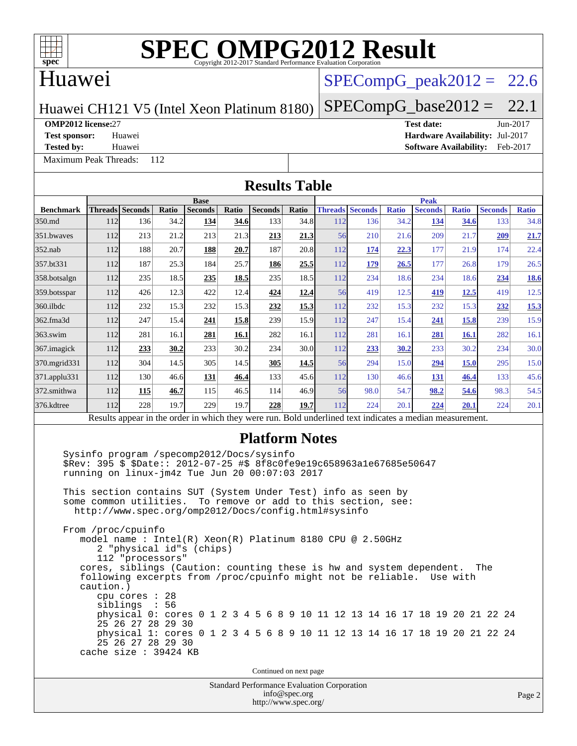# SPEC OMPG2012 Result

Copyright 2012-2017 Standard Performance Evaluation Corporation

## Huawei

Huawei CH121 V5 (Intel Xeon Platinum 8180)

SPECompG_peak2012 = 22.6

SPECompG_base2012 = 22.1

**OMP2012 license:** 27
**Test sponsor:** Huawei
**Tested by:** Huawei

**Test date:** Jun-2017
**Hardware Availability:** Jul-2017
**Software Availability:** Feb-2017

Maximum Peak Threads: 112

## Results Table

| Benchmark | Base | | | | | | | Peak | | | | | | |
|---|---|---|---|---|---|---|---|---|---|---|---|---|---|---|
| | Threads | Seconds | Ratio | Seconds | Ratio | Seconds | Ratio | Threads | Seconds | Ratio | Seconds | Ratio | Seconds | Ratio |
| 350.md | 112 | 136 | 34.2 | **134** | **34.6** | 133 | 34.8 | 112 | 136 | 34.2 | **134** | **34.6** | 133 | 34.8 |
| 351.bwaves | 112 | 213 | 21.2 | 213 | 21.3 | **213** | **21.3** | 56 | 210 | 21.6 | 209 | 21.7 | **209** | **21.7** |
| 352.nab | 112 | 188 | 20.7 | **188** | **20.7** | 187 | 20.8 | 112 | **174** | **22.3** | 177 | 21.9 | 174 | 22.4 |
| 357.bt331 | 112 | 187 | 25.3 | 184 | 25.7 | **186** | **25.5** | 112 | **179** | **26.5** | 177 | 26.8 | 179 | 26.5 |
| 358.botsalgn | 112 | 235 | 18.5 | **235** | **18.5** | 235 | 18.5 | 112 | 234 | 18.6 | 234 | 18.6 | **234** | **18.6** |
| 359.botsspar | 112 | 426 | 12.3 | 422 | 12.4 | **424** | **12.4** | 56 | 419 | 12.5 | **419** | **12.5** | 419 | 12.5 |
| 360.ilbdc | 112 | 232 | 15.3 | 232 | 15.3 | **232** | **15.3** | 112 | 232 | 15.3 | 232 | 15.3 | **232** | **15.3** |
| 362.fma3d | 112 | 247 | 15.4 | **241** | **15.8** | 239 | 15.9 | 112 | 247 | 15.4 | **241** | **15.8** | 239 | 15.9 |
| 363.swim | 112 | 281 | 16.1 | **281** | **16.1** | 282 | 16.1 | 112 | 281 | 16.1 | **281** | **16.1** | 282 | 16.1 |
| 367.imagick | 112 | **233** | **30.2** | 233 | 30.2 | 234 | 30.0 | 112 | **233** | **30.2** | 233 | 30.2 | 234 | 30.0 |
| 370.mgrid331 | 112 | 304 | 14.5 | 305 | 14.5 | **305** | **14.5** | 56 | 294 | 15.0 | **294** | **15.0** | 295 | 15.0 |
| 371.applu331 | 112 | 130 | 46.6 | **131** | **46.4** | 133 | 45.6 | 112 | 130 | 46.6 | **131** | **46.4** | 133 | 45.6 |
| 372.smithwa | 112 | **115** | **46.7** | 115 | 46.5 | 114 | 46.9 | 56 | 98.0 | 54.7 | **98.2** | **54.6** | 98.3 | 54.5 |
| 376.kdtree | 112 | 228 | 19.7 | 229 | 19.7 | **228** | **19.7** | 112 | 224 | 20.1 | **224** | **20.1** | 224 | 20.1 |

Results appear in the order in which they were run. Bold underlined text indicates a median measurement.

## Platform Notes

```
Sysinfo program /specomp2012/Docs/sysinfo
$Rev: 395 $ $Date:: 2012-07-25 #$ 8f8c0fe9e19c658963a1e67685e50647
running on linux-jm4z Tue Jun 20 00:07:03 2017

This section contains SUT (System Under Test) info as seen by
some common utilities.  To remove or add to this section, see:
  http://www.spec.org/omp2012/Docs/config.html#sysinfo

From /proc/cpuinfo
   model name : Intel(R) Xeon(R) Platinum 8180 CPU @ 2.50GHz
      2 "physical id"s (chips)
      112 "processors"
   cores, siblings (Caution: counting these is hw and system dependent.  The
   following excerpts from /proc/cpuinfo might not be reliable.  Use with
   caution.)
      cpu cores : 28
      siblings  : 56
      physical 0: cores 0 1 2 3 4 5 6 8 9 10 11 12 13 14 16 17 18 19 20 21 22 24
      25 26 27 28 29 30
      physical 1: cores 0 1 2 3 4 5 6 8 9 10 11 12 13 14 16 17 18 19 20 21 22 24
      25 26 27 28 29 30
   cache size : 39424 KB
```

Continued on next page

Standard Performance Evaluation Corporation
info@spec.org
http://www.spec.org/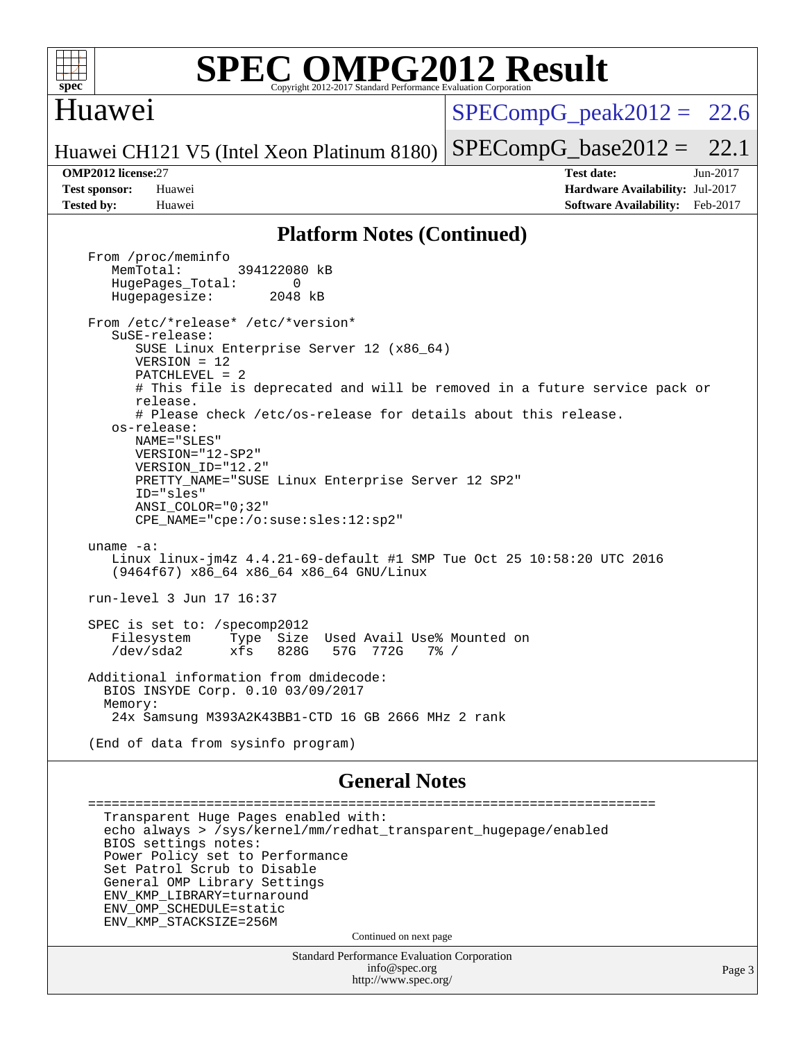# SPEC OMPG2012 Result

## Huawei

Huawei CH121 V5 (Intel Xeon Platinum 8180)

SPECompG_peak2012 = 22.6

SPECompG_base2012 = 22.1

**OMP2012 license:** 27
**Test sponsor:** Huawei
**Tested by:** Huawei

**Test date:** Jun-2017
**Hardware Availability:** Jul-2017
**Software Availability:** Feb-2017

### Platform Notes (Continued)

```
From /proc/meminfo
   MemTotal:       394122080 kB
   HugePages_Total:        0
   Hugepagesize:        2048 kB

From /etc/*release* /etc/*version*
   SuSE-release:
      SUSE Linux Enterprise Server 12 (x86_64)
      VERSION = 12
      PATCHLEVEL = 2
      # This file is deprecated and will be removed in a future service pack or
      release.
      # Please check /etc/os-release for details about this release.
   os-release:
      NAME="SLES"
      VERSION="12-SP2"
      VERSION_ID="12.2"
      PRETTY_NAME="SUSE Linux Enterprise Server 12 SP2"
      ID="sles"
      ANSI_COLOR="0;32"
      CPE_NAME="cpe:/o:suse:sles:12:sp2"

uname -a:
   Linux linux-jm4z 4.4.21-69-default #1 SMP Tue Oct 25 10:58:20 UTC 2016
   (9464f67) x86_64 x86_64 x86_64 GNU/Linux

run-level 3 Jun 17 16:37

SPEC is set to: /specomp2012
   Filesystem     Type  Size  Used Avail Use% Mounted on
   /dev/sda2      xfs   828G   57G  772G   7% /

Additional information from dmidecode:
  BIOS INSYDE Corp. 0.10 03/09/2017
  Memory:
   24x Samsung M393A2K43BB1-CTD 16 GB 2666 MHz 2 rank

(End of data from sysinfo program)
```

### General Notes

```
========================================================================
  Transparent Huge Pages enabled with:
  echo always > /sys/kernel/mm/redhat_transparent_hugepage/enabled
  BIOS settings notes:
  Power Policy set to Performance
  Set Patrol Scrub to Disable
  General OMP Library Settings
  ENV_KMP_LIBRARY=turnaround
  ENV_OMP_SCHEDULE=static
  ENV_KMP_STACKSIZE=256M
```

Continued on next page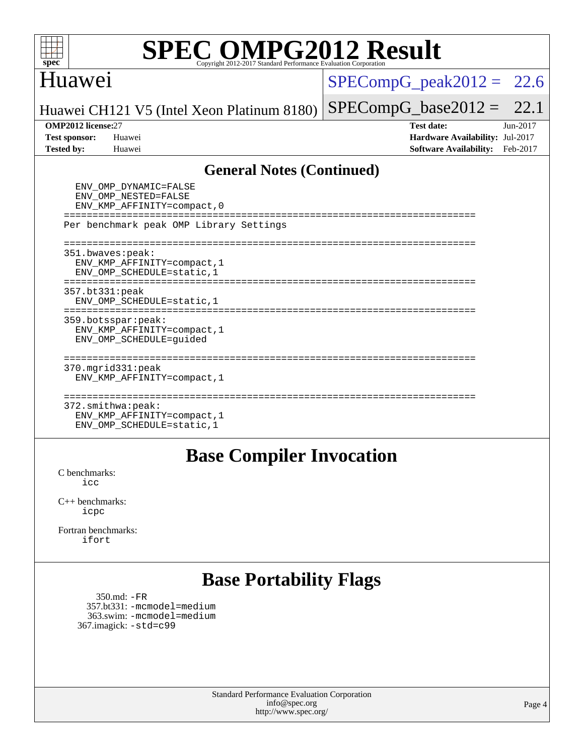## General Notes (Continued)

```
    ENV_OMP_DYNAMIC=FALSE
    ENV_OMP_NESTED=FALSE
    ENV_KMP_AFFINITY=compact,0
  ========================================================================
  Per benchmark peak OMP Library Settings

  ========================================================================
  351.bwaves:peak:
    ENV_KMP_AFFINITY=compact,1
    ENV_OMP_SCHEDULE=static,1
  ========================================================================
  357.bt331:peak
    ENV_OMP_SCHEDULE=static,1
  ========================================================================
  359.botsspar:peak:
    ENV_KMP_AFFINITY=compact,1
    ENV_OMP_SCHEDULE=guided

  ========================================================================
  370.mgrid331:peak
    ENV_KMP_AFFINITY=compact,1

  ========================================================================
  372.smithwa:peak:
    ENV_KMP_AFFINITY=compact,1
    ENV_OMP_SCHEDULE=static,1
```

## Base Compiler Invocation

C benchmarks:
 icc

C++ benchmarks:
 icpc

Fortran benchmarks:
 ifort

## Base Portability Flags

350.md: -FR
357.bt331: -mcmodel=medium
363.swim: -mcmodel=medium
367.imagick: -std=c99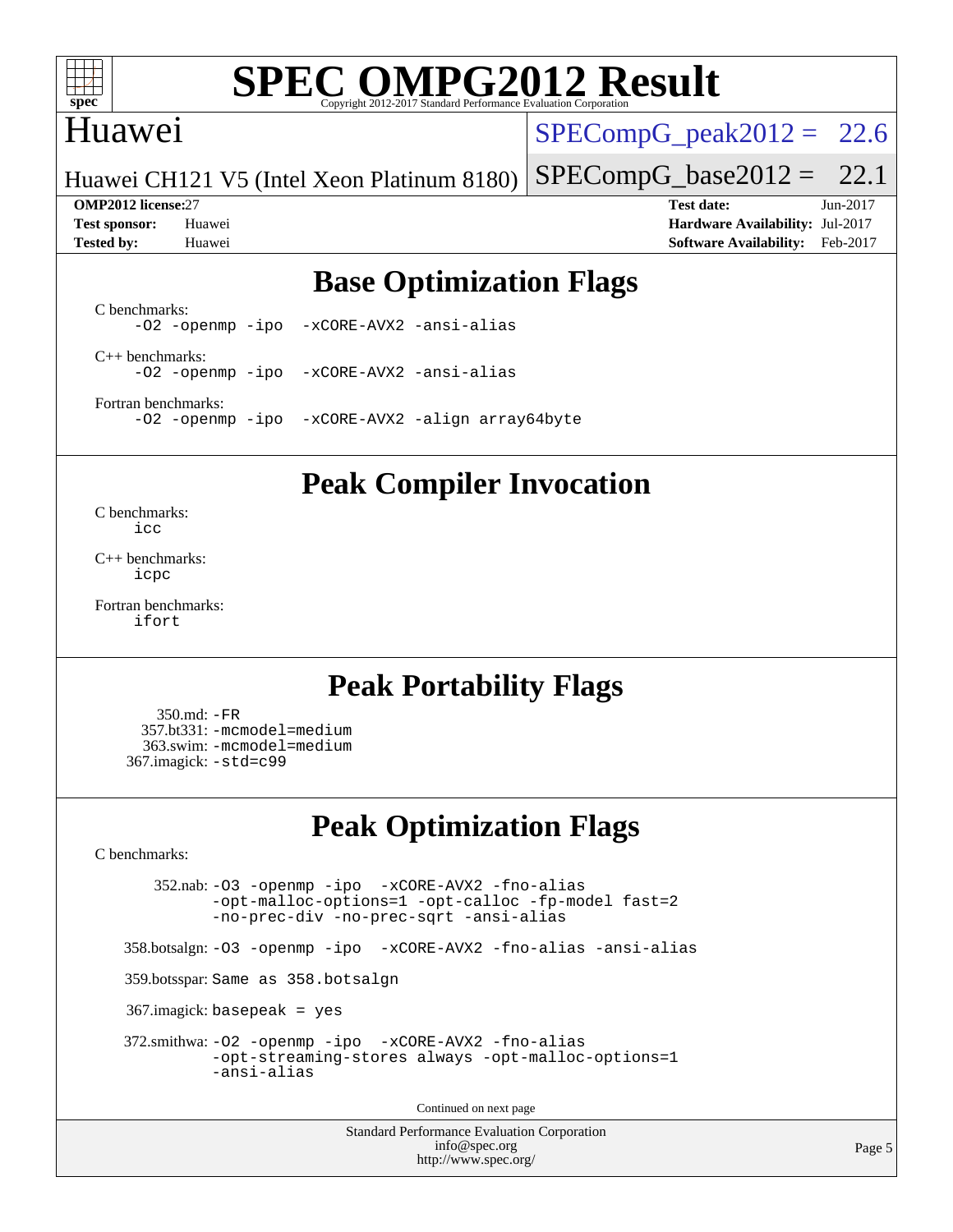# SPEC OMPG2012 Result

Copyright 2012-2017 Standard Performance Evaluation Corporation

## Huawei

Huawei CH121 V5 (Intel Xeon Platinum 8180)

SPECompG_peak2012 = 22.6

SPECompG_base2012 = 22.1

**OMP2012 license:** 27
**Test sponsor:** Huawei
**Tested by:** Huawei

**Test date:** Jun-2017
**Hardware Availability:** Jul-2017
**Software Availability:** Feb-2017

## Base Optimization Flags

C benchmarks:
```
-O2 -openmp -ipo  -xCORE-AVX2 -ansi-alias
```

C++ benchmarks:
```
-O2 -openmp -ipo  -xCORE-AVX2 -ansi-alias
```

Fortran benchmarks:
```
-O2 -openmp -ipo  -xCORE-AVX2 -align array64byte
```

## Peak Compiler Invocation

C benchmarks:
```
icc
```

C++ benchmarks:
```
icpc
```

Fortran benchmarks:
```
ifort
```

## Peak Portability Flags

350.md: `-FR`
357.bt331: `-mcmodel=medium`
363.swim: `-mcmodel=medium`
367.imagick: `-std=c99`

## Peak Optimization Flags

C benchmarks:

352.nab: `-O3 -openmp -ipo  -xCORE-AVX2 -fno-alias -opt-malloc-options=1 -opt-calloc -fp-model fast=2 -no-prec-div -no-prec-sqrt -ansi-alias`

358.botsalgn: `-O3 -openmp -ipo  -xCORE-AVX2 -fno-alias -ansi-alias`

359.botsspar: `Same as 358.botsalgn`

367.imagick: `basepeak = yes`

372.smithwa: `-O2 -openmp -ipo  -xCORE-AVX2 -fno-alias -opt-streaming-stores always -opt-malloc-options=1 -ansi-alias`

Continued on next page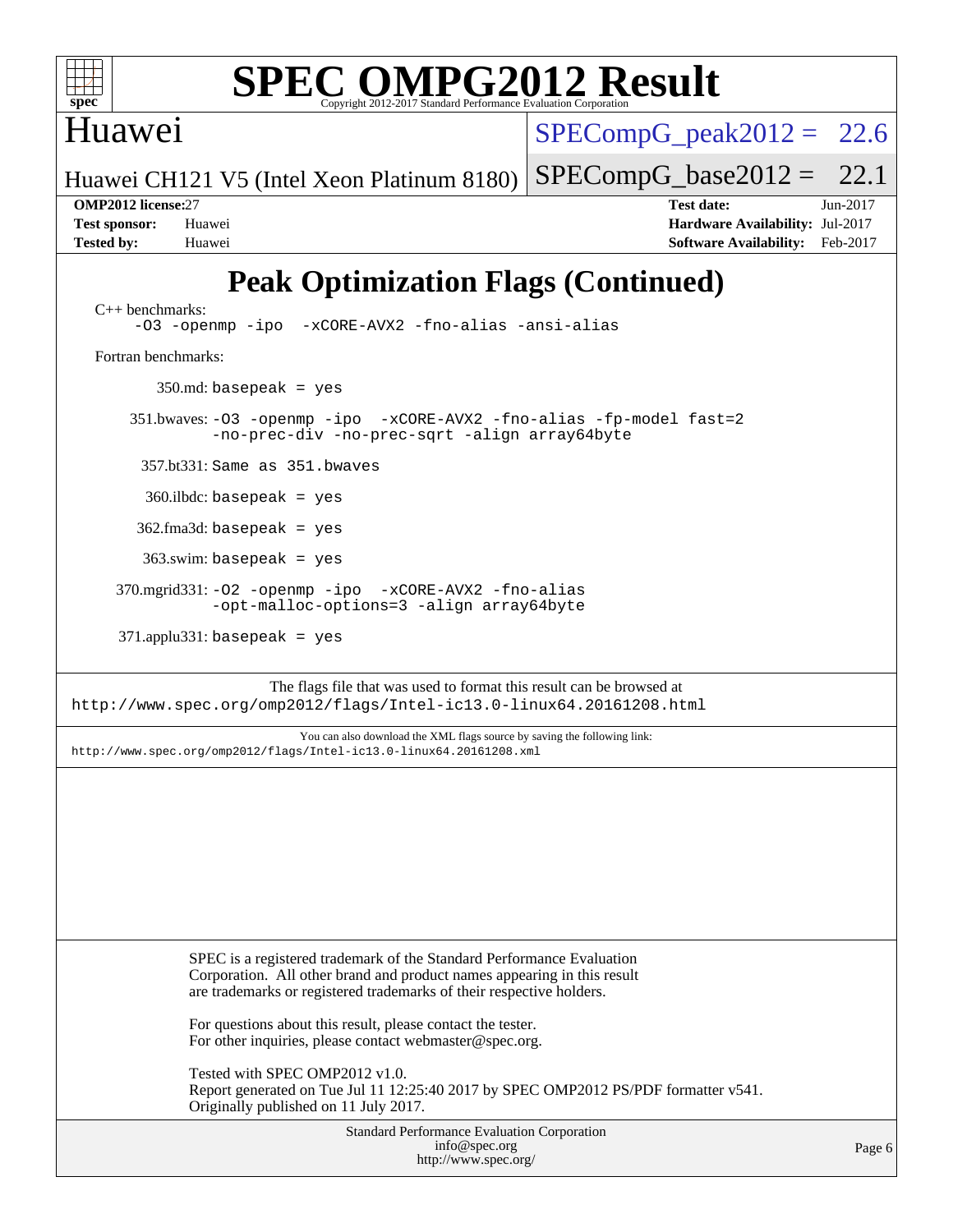# SPEC OMPG2012 Result

Copyright 2012-2017 Standard Performance Evaluation Corporation

## Huawei

Huawei CH121 V5 (Intel Xeon Platinum 8180)

SPECompG_peak2012 = 22.6

SPECompG_base2012 = 22.1

**OMP2012 license:** 27
**Test sponsor:** Huawei
**Tested by:** Huawei

**Test date:** Jun-2017
**Hardware Availability:** Jul-2017
**Software Availability:** Feb-2017

## Peak Optimization Flags (Continued)

C++ benchmarks:

```
-O3 -openmp -ipo  -xCORE-AVX2 -fno-alias -ansi-alias
```

Fortran benchmarks:

350.md: `basepeak = yes`

351.bwaves: `-O3 -openmp -ipo  -xCORE-AVX2 -fno-alias -fp-model fast=2 -no-prec-div -no-prec-sqrt -align array64byte`

357.bt331: `Same as 351.bwaves`

360.ilbdc: `basepeak = yes`

362.fma3d: `basepeak = yes`

363.swim: `basepeak = yes`

370.mgrid331: `-O2 -openmp -ipo  -xCORE-AVX2 -fno-alias -opt-malloc-options=3 -align array64byte`

371.applu331: `basepeak = yes`

The flags file that was used to format this result can be browsed at
http://www.spec.org/omp2012/flags/Intel-ic13.0-linux64.20161208.html

You can also download the XML flags source by saving the following link:
http://www.spec.org/omp2012/flags/Intel-ic13.0-linux64.20161208.xml

SPEC is a registered trademark of the Standard Performance Evaluation Corporation. All other brand and product names appearing in this result are trademarks or registered trademarks of their respective holders.

For questions about this result, please contact the tester.
For other inquiries, please contact webmaster@spec.org.

Tested with SPEC OMP2012 v1.0.
Report generated on Tue Jul 11 12:25:40 2017 by SPEC OMP2012 PS/PDF formatter v541.
Originally published on 11 July 2017.

Standard Performance Evaluation Corporation
info@spec.org
http://www.spec.org/